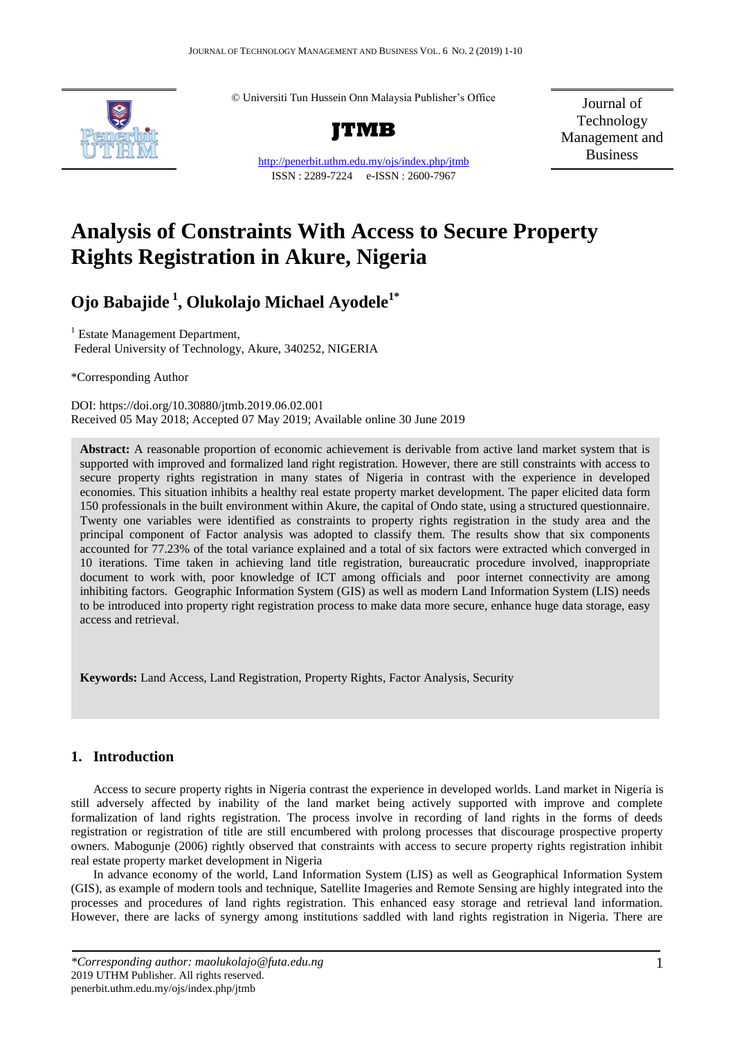© Universiti Tun Hussein Onn Malaysia Publisher's Office

**JTMB**

Journal of Technology Management and Business

http://penerbit.uthm.edu.my/ojs/index.php/jtmb

ISSN : 2289-7224 e-ISSN : 2600-7967

# Analysis of Constraints With Access to Secure Property Rights Registration in Akure, Nigeria

## Ojo Babajide [1], Olukolajo Michael Ayodele[1*]

[1] Estate Management Department, Federal University of Technology, Akure, 340252, NIGERIA

*Corresponding Author

DOI: https://doi.org/10.30880/jtmb.2019.06.02.001
Received 05 May 2018; Accepted 07 May 2019; Available online 30 June 2019

**Abstract:** A reasonable proportion of economic achievement is derivable from active land market system that is supported with improved and formalized land right registration. However, there are still constraints with access to secure property rights registration in many states of Nigeria in contrast with the experience in developed economies. This situation inhibits a healthy real estate property market development. The paper elicited data form 150 professionals in the built environment within Akure, the capital of Ondo state, using a structured questionnaire. Twenty one variables were identified as constraints to property rights registration in the study area and the principal component of Factor analysis was adopted to classify them. The results show that six components accounted for 77.23% of the total variance explained and a total of six factors were extracted which converged in 10 iterations. Time taken in achieving land title registration, bureaucratic procedure involved, inappropriate document to work with, poor knowledge of ICT among officials and poor internet connectivity are among inhibiting factors. Geographic Information System (GIS) as well as modern Land Information System (LIS) needs to be introduced into property right registration process to make data more secure, enhance huge data storage, easy access and retrieval.

**Keywords:** Land Access, Land Registration, Property Rights, Factor Analysis, Security

## 1. Introduction

Access to secure property rights in Nigeria contrast the experience in developed worlds. Land market in Nigeria is still adversely affected by inability of the land market being actively supported with improve and complete formalization of land rights registration. The process involve in recording of land rights in the forms of deeds registration or registration of title are still encumbered with prolong processes that discourage prospective property owners. Mabogunje (2006) rightly observed that constraints with access to secure property rights registration inhibit real estate property market development in Nigeria

In advance economy of the world, Land Information System (LIS) as well as Geographical Information System (GIS), as example of modern tools and technique, Satellite Imageries and Remote Sensing are highly integrated into the processes and procedures of land rights registration. This enhanced easy storage and retrieval land information. However, there are lacks of synergy among institutions saddled with land rights registration in Nigeria. There are

*Corresponding author: maolukolajo@futa.edu.ng*
2019 UTHM Publisher. All rights reserved.
penerbit.uthm.edu.my/ojs/index.php/jtmb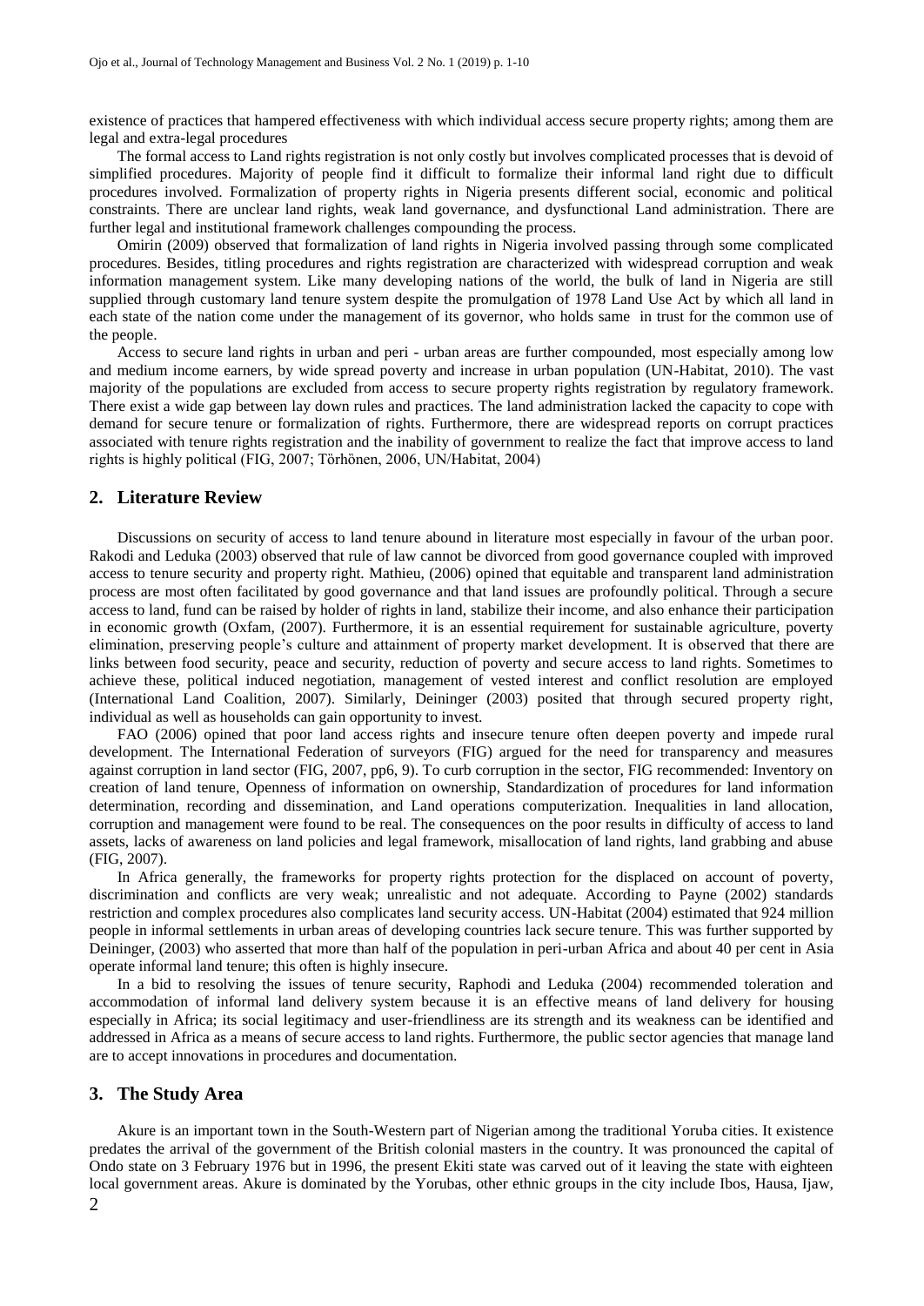existence of practices that hampered effectiveness with which individual access secure property rights; among them are legal and extra-legal procedures

The formal access to Land rights registration is not only costly but involves complicated processes that is devoid of simplified procedures. Majority of people find it difficult to formalize their informal land right due to difficult procedures involved. Formalization of property rights in Nigeria presents different social, economic and political constraints. There are unclear land rights, weak land governance, and dysfunctional Land administration. There are further legal and institutional framework challenges compounding the process.

Omirin (2009) observed that formalization of land rights in Nigeria involved passing through some complicated procedures. Besides, titling procedures and rights registration are characterized with widespread corruption and weak information management system. Like many developing nations of the world, the bulk of land in Nigeria are still supplied through customary land tenure system despite the promulgation of 1978 Land Use Act by which all land in each state of the nation come under the management of its governor, who holds same in trust for the common use of the people.

Access to secure land rights in urban and peri - urban areas are further compounded, most especially among low and medium income earners, by wide spread poverty and increase in urban population (UN-Habitat, 2010). The vast majority of the populations are excluded from access to secure property rights registration by regulatory framework. There exist a wide gap between lay down rules and practices. The land administration lacked the capacity to cope with demand for secure tenure or formalization of rights. Furthermore, there are widespread reports on corrupt practices associated with tenure rights registration and the inability of government to realize the fact that improve access to land rights is highly political (FIG, 2007; Törhönen, 2006, UN/Habitat, 2004)

## 2. Literature Review

Discussions on security of access to land tenure abound in literature most especially in favour of the urban poor. Rakodi and Leduka (2003) observed that rule of law cannot be divorced from good governance coupled with improved access to tenure security and property right. Mathieu, (2006) opined that equitable and transparent land administration process are most often facilitated by good governance and that land issues are profoundly political. Through a secure access to land, fund can be raised by holder of rights in land, stabilize their income, and also enhance their participation in economic growth (Oxfam, (2007). Furthermore, it is an essential requirement for sustainable agriculture, poverty elimination, preserving people's culture and attainment of property market development. It is observed that there are links between food security, peace and security, reduction of poverty and secure access to land rights. Sometimes to achieve these, political induced negotiation, management of vested interest and conflict resolution are employed (International Land Coalition, 2007). Similarly, Deininger (2003) posited that through secured property right, individual as well as households can gain opportunity to invest.

FAO (2006) opined that poor land access rights and insecure tenure often deepen poverty and impede rural development. The International Federation of surveyors (FIG) argued for the need for transparency and measures against corruption in land sector (FIG, 2007, pp6, 9). To curb corruption in the sector, FIG recommended: Inventory on creation of land tenure, Openness of information on ownership, Standardization of procedures for land information determination, recording and dissemination, and Land operations computerization. Inequalities in land allocation, corruption and management were found to be real. The consequences on the poor results in difficulty of access to land assets, lacks of awareness on land policies and legal framework, misallocation of land rights, land grabbing and abuse (FIG, 2007).

In Africa generally, the frameworks for property rights protection for the displaced on account of poverty, discrimination and conflicts are very weak; unrealistic and not adequate. According to Payne (2002) standards restriction and complex procedures also complicates land security access. UN-Habitat (2004) estimated that 924 million people in informal settlements in urban areas of developing countries lack secure tenure. This was further supported by Deininger, (2003) who asserted that more than half of the population in peri-urban Africa and about 40 per cent in Asia operate informal land tenure; this often is highly insecure.

In a bid to resolving the issues of tenure security, Raphodi and Leduka (2004) recommended toleration and accommodation of informal land delivery system because it is an effective means of land delivery for housing especially in Africa; its social legitimacy and user-friendliness are its strength and its weakness can be identified and addressed in Africa as a means of secure access to land rights. Furthermore, the public sector agencies that manage land are to accept innovations in procedures and documentation.

## 3. The Study Area

Akure is an important town in the South-Western part of Nigerian among the traditional Yoruba cities. It existence predates the arrival of the government of the British colonial masters in the country. It was pronounced the capital of Ondo state on 3 February 1976 but in 1996, the present Ekiti state was carved out of it leaving the state with eighteen local government areas. Akure is dominated by the Yorubas, other ethnic groups in the city include Ibos, Hausa, Ijaw,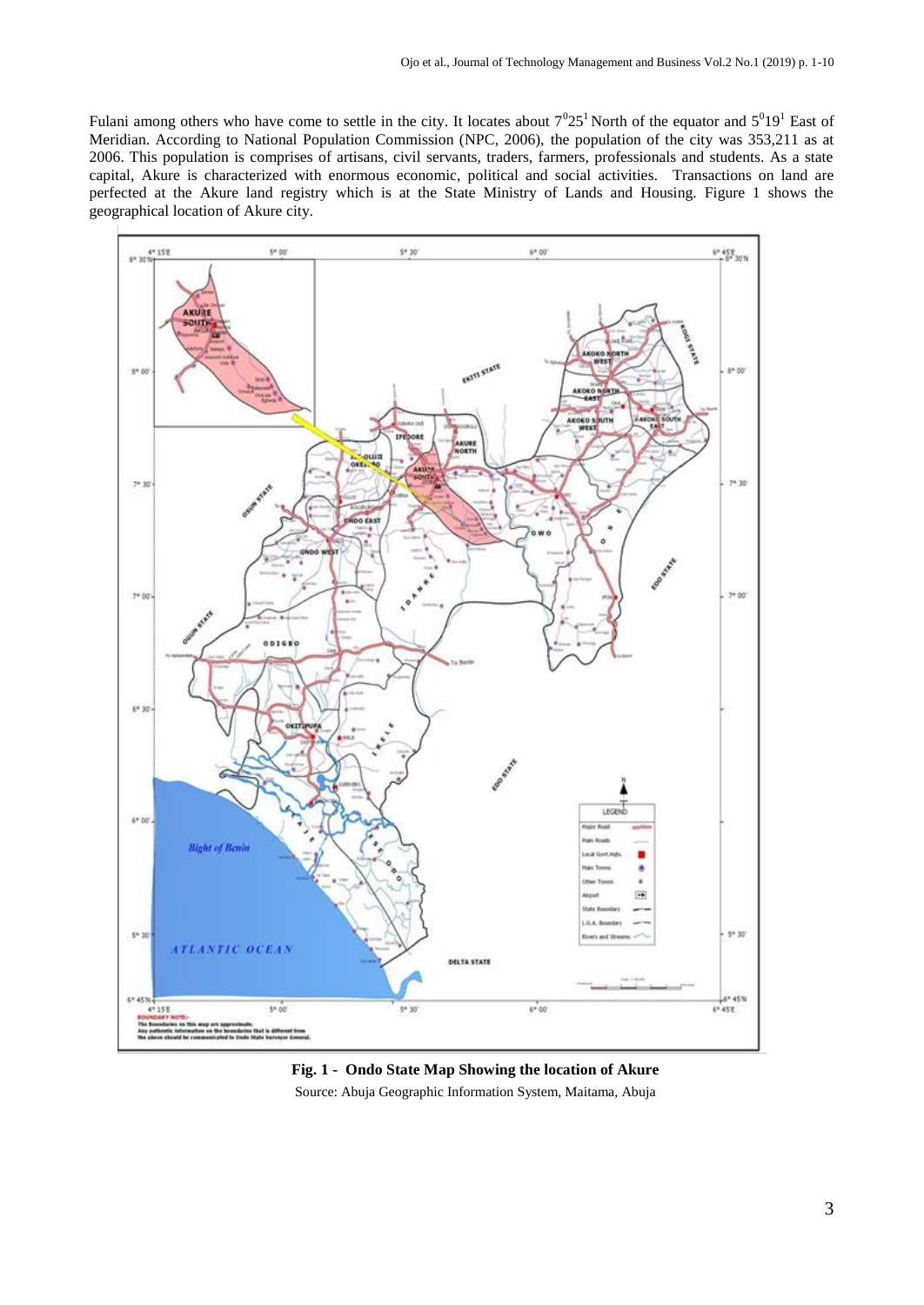Fulani among others who have come to settle in the city. It locates about $7^0 25^1$ North of the equator and $5^0 19^1$ East of Meridian. According to National Population Commission (NPC, 2006), the population of the city was 353,211 as at 2006. This population is comprises of artisans, civil servants, traders, farmers, professionals and students. As a state capital, Akure is characterized with enormous economic, political and social activities. Transactions on land are perfected at the Akure land registry which is at the State Ministry of Lands and Housing. Figure 1 shows the geographical location of Akure city.

**Fig. 1 - Ondo State Map Showing the location of Akure**

Source: Abuja Geographic Information System, Maitama, Abuja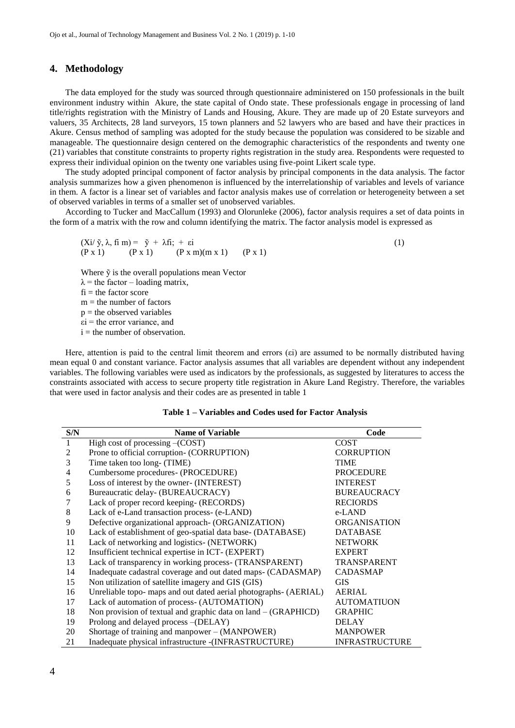## 4. Methodology

The data employed for the study was sourced through questionnaire administered on 150 professionals in the built environment industry within Akure, the state capital of Ondo state. These professionals engage in processing of land title/rights registration with the Ministry of Lands and Housing, Akure. They are made up of 20 Estate surveyors and valuers, 35 Architects, 28 land surveyors, 15 town planners and 52 lawyers who are based and have their practices in Akure. Census method of sampling was adopted for the study because the population was considered to be sizable and manageable. The questionnaire design centered on the demographic characteristics of the respondents and twenty one (21) variables that constitute constraints to property rights registration in the study area. Respondents were requested to express their individual opinion on the twenty one variables using five-point Likert scale type.

The study adopted principal component of factor analysis by principal components in the data analysis. The factor analysis summarizes how a given phenomenon is influenced by the interrelationship of variables and levels of variance in them. A factor is a linear set of variables and factor analysis makes use of correlation or heterogeneity between a set of observed variables in terms of a smaller set of unobserved variables.

According to Tucker and MacCallum (1993) and Olorunleke (2006), factor analysis requires a set of data points in the form of a matrix with the row and column identifying the matrix. The factor analysis model is expressed as

$$\underset{(P \times 1)}{(X_i / \tilde{y}, \lambda, f_i\, m)} = \underset{(P \times 1)}{\tilde{y}} + \underset{(P \times m)(m \times 1)}{\lambda f_i;} + \underset{(P \times 1)}{\varepsilon_i} \quad (1)$$

Where $\tilde{y}$ is the overall populations mean Vector
$\lambda$ = the factor – loading matrix,
$f_i$ = the factor score
$m$ = the number of factors
$p$ = the observed variables
$\varepsilon_i$ = the error variance, and
$i$ = the number of observation.

Here, attention is paid to the central limit theorem and errors ($\varepsilon_i$) are assumed to be normally distributed having mean equal 0 and constant variance. Factor analysis assumes that all variables are dependent without any independent variables. The following variables were used as indicators by the professionals, as suggested by literatures to access the constraints associated with access to secure property title registration in Akure Land Registry. Therefore, the variables that were used in factor analysis and their codes are as presented in table 1

**Table 1 – Variables and Codes used for Factor Analysis**

| S/N | Name of Variable | Code |
|---|---|---|
| 1 | High cost of processing –(COST) | COST |
| 2 | Prone to official corruption- (CORRUPTION) | CORRUPTION |
| 3 | Time taken too long- (TIME) | TIME |
| 4 | Cumbersome procedures- (PROCEDURE) | PROCEDURE |
| 5 | Loss of interest by the owner- (INTEREST) | INTEREST |
| 6 | Bureaucratic delay- (BUREAUCRACY) | BUREAUCRACY |
| 7 | Lack of proper record keeping- (RECORDS) | RECIORDS |
| 8 | Lack of e-Land transaction process- (e-LAND) | e-LAND |
| 9 | Defective organizational approach- (ORGANIZATION) | ORGANISATION |
| 10 | Lack of establishment of geo-spatial data base- (DATABASE) | DATABASE |
| 11 | Lack of networking and logistics- (NETWORK) | NETWORK |
| 12 | Insufficient technical expertise in ICT- (EXPERT) | EXPERT |
| 13 | Lack of transparency in working process- (TRANSPARENT) | TRANSPARENT |
| 14 | Inadequate cadastral coverage and out dated maps- (CADASMAP) | CADASMAP |
| 15 | Non utilization of satellite imagery and GIS (GIS) | GIS |
| 16 | Unreliable topo- maps and out dated aerial photographs- (AERIAL) | AERIAL |
| 17 | Lack of automation of process- (AUTOMATION) | AUTOMATIUON |
| 18 | Non provision of textual and graphic data on land – (GRAPHICD) | GRAPHIC |
| 19 | Prolong and delayed process –(DELAY) | DELAY |
| 20 | Shortage of training and manpower – (MANPOWER) | MANPOWER |
| 21 | Inadequate physical infrastructure -(INFRASTRUCTURE) | INFRASTRUCTURE |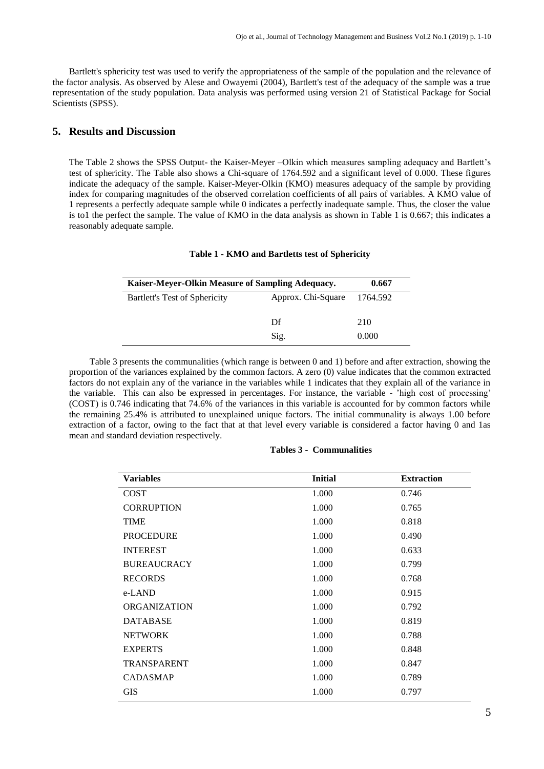Bartlett's sphericity test was used to verify the appropriateness of the sample of the population and the relevance of the factor analysis. As observed by Alese and Owayemi (2004), Bartlett's test of the adequacy of the sample was a true representation of the study population. Data analysis was performed using version 21 of Statistical Package for Social Scientists (SPSS).

## 5. Results and Discussion

The Table 2 shows the SPSS Output- the Kaiser-Meyer –Olkin which measures sampling adequacy and Bartlett's test of sphericity. The Table also shows a Chi-square of 1764.592 and a significant level of 0.000. These figures indicate the adequacy of the sample. Kaiser-Meyer-Olkin (KMO) measures adequacy of the sample by providing index for comparing magnitudes of the observed correlation coefficients of all pairs of variables. A KMO value of 1 represents a perfectly adequate sample while 0 indicates a perfectly inadequate sample. Thus, the closer the value is to1 the perfect the sample. The value of KMO in the data analysis as shown in Table 1 is 0.667; this indicates a reasonably adequate sample.

**Table 1 - KMO and Bartletts test of Sphericity**

| **Kaiser-Meyer-Olkin Measure of Sampling Adequacy.** | | **0.667** |
|---|---|---|
| Bartlett's Test of Sphericity | Approx. Chi-Square | 1764.592 |
| | Df | 210 |
| | Sig. | 0.000 |

Table 3 presents the communalities (which range is between 0 and 1) before and after extraction, showing the proportion of the variances explained by the common factors. A zero (0) value indicates that the common extracted factors do not explain any of the variance in the variables while 1 indicates that they explain all of the variance in the variable. This can also be expressed in percentages. For instance, the variable - 'high cost of processing' (COST) is 0.746 indicating that 74.6% of the variances in this variable is accounted for by common factors while the remaining 25.4% is attributed to unexplained unique factors. The initial communality is always 1.00 before extraction of a factor, owing to the fact that at that level every variable is considered a factor having 0 and 1as mean and standard deviation respectively.

**Tables 3 - Communalities**

| **Variables** | **Initial** | **Extraction** |
|---|---|---|
| COST | 1.000 | 0.746 |
| CORRUPTION | 1.000 | 0.765 |
| TIME | 1.000 | 0.818 |
| PROCEDURE | 1.000 | 0.490 |
| INTEREST | 1.000 | 0.633 |
| BUREAUCRACY | 1.000 | 0.799 |
| RECORDS | 1.000 | 0.768 |
| e-LAND | 1.000 | 0.915 |
| ORGANIZATION | 1.000 | 0.792 |
| DATABASE | 1.000 | 0.819 |
| NETWORK | 1.000 | 0.788 |
| EXPERTS | 1.000 | 0.848 |
| TRANSPARENT | 1.000 | 0.847 |
| CADASMAP | 1.000 | 0.789 |
| GIS | 1.000 | 0.797 |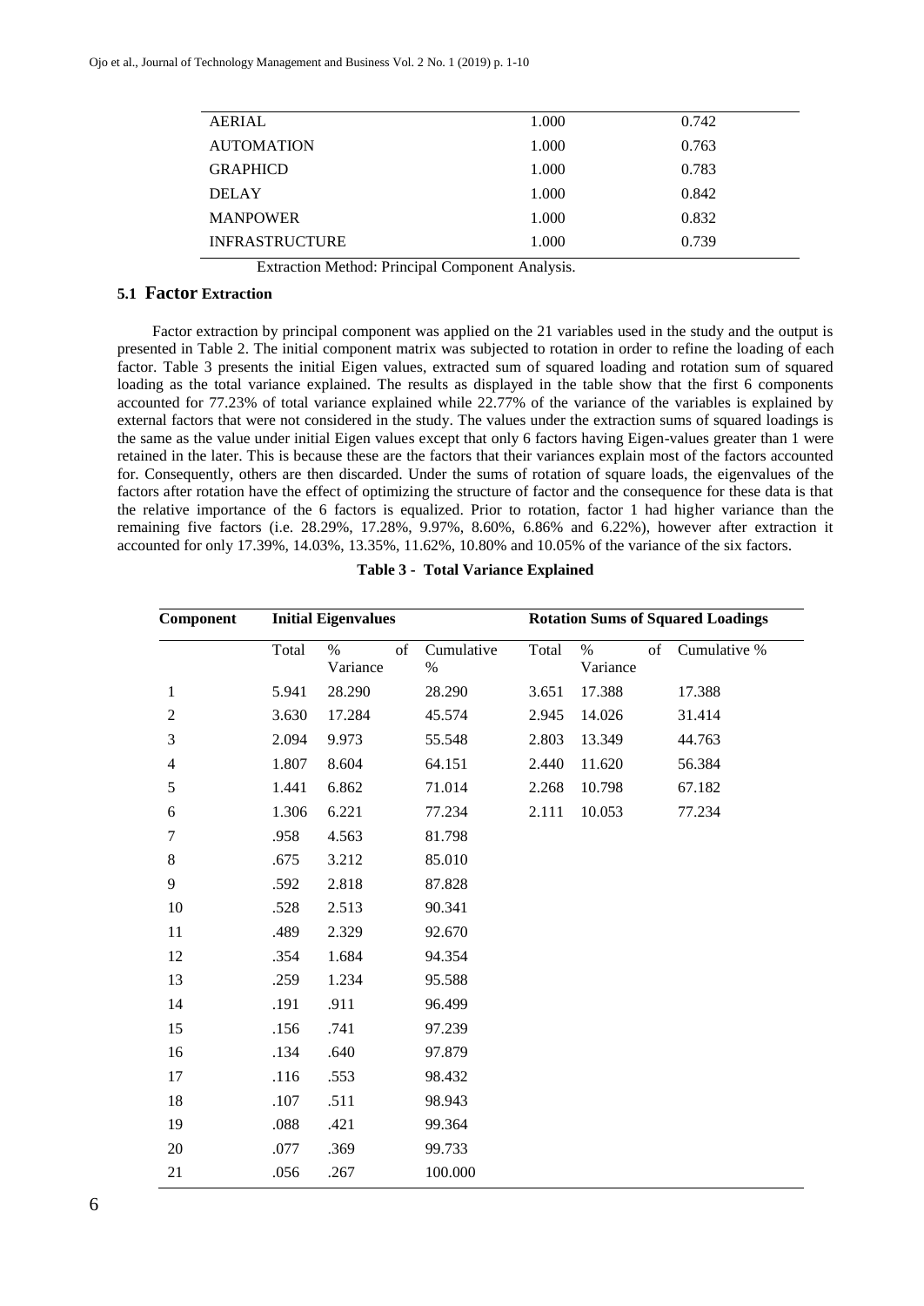| | | |
|---|---|---|
| AERIAL | 1.000 | 0.742 |
| AUTOMATION | 1.000 | 0.763 |
| GRAPHICD | 1.000 | 0.783 |
| DELAY | 1.000 | 0.842 |
| MANPOWER | 1.000 | 0.832 |
| INFRASTRUCTURE | 1.000 | 0.739 |

Extraction Method: Principal Component Analysis.

### 5.1 Factor Extraction

Factor extraction by principal component was applied on the 21 variables used in the study and the output is presented in Table 2. The initial component matrix was subjected to rotation in order to refine the loading of each factor. Table 3 presents the initial Eigen values, extracted sum of squared loading and rotation sum of squared loading as the total variance explained. The results as displayed in the table show that the first 6 components accounted for 77.23% of total variance explained while 22.77% of the variance of the variables is explained by external factors that were not considered in the study. The values under the extraction sums of squared loadings is the same as the value under initial Eigen values except that only 6 factors having Eigen-values greater than 1 were retained in the later. This is because these are the factors that their variances explain most of the factors accounted for. Consequently, others are then discarded. Under the sums of rotation of square loads, the eigenvalues of the factors after rotation have the effect of optimizing the structure of factor and the consequence for these data is that the relative importance of the 6 factors is equalized. Prior to rotation, factor 1 had higher variance than the remaining five factors (i.e. 28.29%, 17.28%, 9.97%, 8.60%, 6.86% and 6.22%), however after extraction it accounted for only 17.39%, 14.03%, 13.35%, 11.62%, 10.80% and 10.05% of the variance of the six factors.

**Table 3 - Total Variance Explained**

| Component | Initial Eigenvalues | | | Rotation Sums of Squared Loadings | | |
|---|---|---|---|---|---|---|
| | Total | % of Variance | Cumulative % | Total | % of Variance | Cumulative % |
| 1 | 5.941 | 28.290 | 28.290 | 3.651 | 17.388 | 17.388 |
| 2 | 3.630 | 17.284 | 45.574 | 2.945 | 14.026 | 31.414 |
| 3 | 2.094 | 9.973 | 55.548 | 2.803 | 13.349 | 44.763 |
| 4 | 1.807 | 8.604 | 64.151 | 2.440 | 11.620 | 56.384 |
| 5 | 1.441 | 6.862 | 71.014 | 2.268 | 10.798 | 67.182 |
| 6 | 1.306 | 6.221 | 77.234 | 2.111 | 10.053 | 77.234 |
| 7 | .958 | 4.563 | 81.798 | | | |
| 8 | .675 | 3.212 | 85.010 | | | |
| 9 | .592 | 2.818 | 87.828 | | | |
| 10 | .528 | 2.513 | 90.341 | | | |
| 11 | .489 | 2.329 | 92.670 | | | |
| 12 | .354 | 1.684 | 94.354 | | | |
| 13 | .259 | 1.234 | 95.588 | | | |
| 14 | .191 | .911 | 96.499 | | | |
| 15 | .156 | .741 | 97.239 | | | |
| 16 | .134 | .640 | 97.879 | | | |
| 17 | .116 | .553 | 98.432 | | | |
| 18 | .107 | .511 | 98.943 | | | |
| 19 | .088 | .421 | 99.364 | | | |
| 20 | .077 | .369 | 99.733 | | | |
| 21 | .056 | .267 | 100.000 | | | |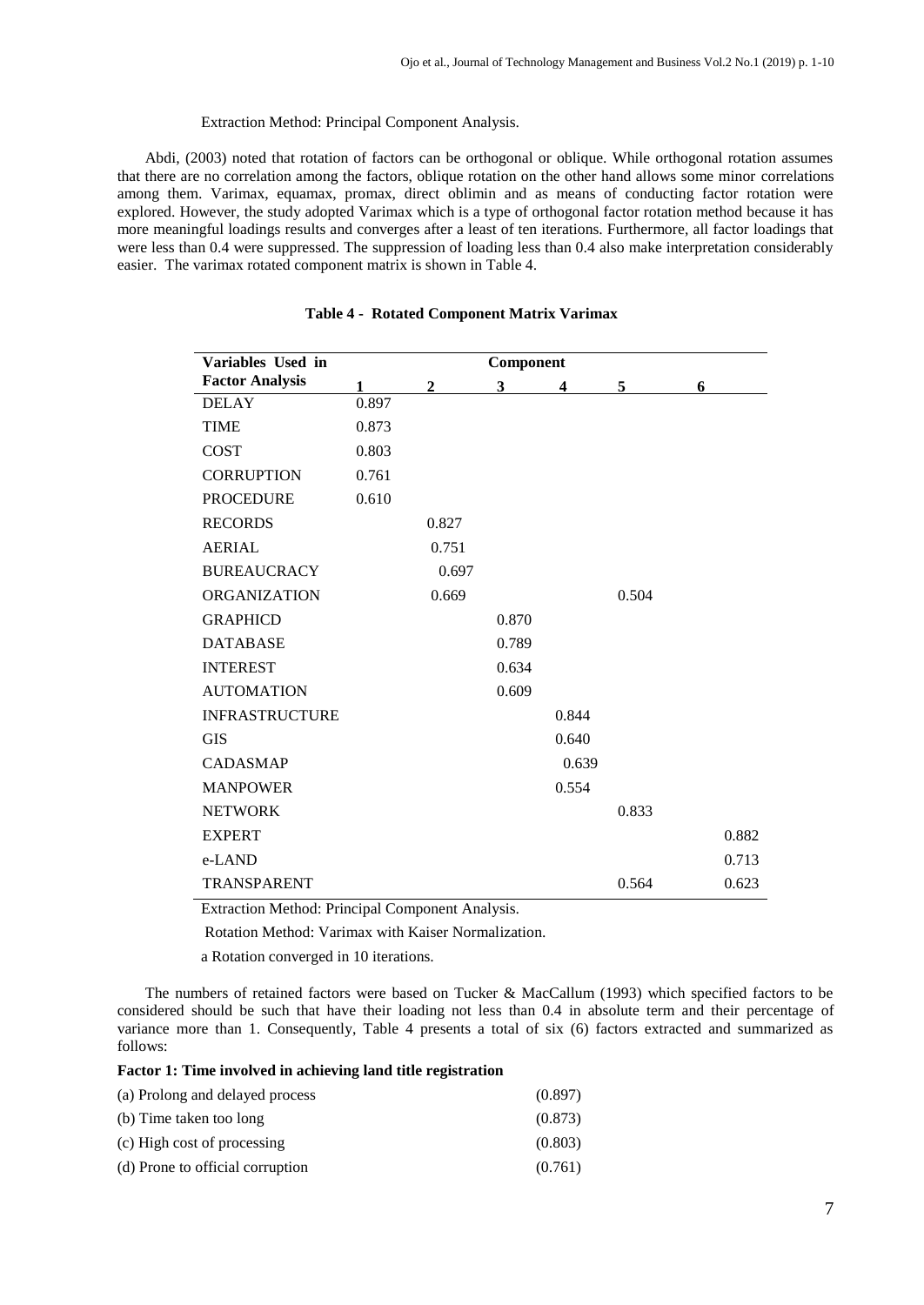Extraction Method: Principal Component Analysis.

Abdi, (2003) noted that rotation of factors can be orthogonal or oblique. While orthogonal rotation assumes that there are no correlation among the factors, oblique rotation on the other hand allows some minor correlations among them. Varimax, equamax, promax, direct oblimin and as means of conducting factor rotation were explored. However, the study adopted Varimax which is a type of orthogonal factor rotation method because it has more meaningful loadings results and converges after a least of ten iterations. Furthermore, all factor loadings that were less than 0.4 were suppressed. The suppression of loading less than 0.4 also make interpretation considerably easier. The varimax rotated component matrix is shown in Table 4.

**Table 4 - Rotated Component Matrix Varimax**

| Variables Used in Factor Analysis | Component | | | | | |
|---|---|---|---|---|---|---|
| | 1 | 2 | 3 | 4 | 5 | 6 |
| DELAY | 0.897 | | | | | |
| TIME | 0.873 | | | | | |
| COST | 0.803 | | | | | |
| CORRUPTION | 0.761 | | | | | |
| PROCEDURE | 0.610 | | | | | |
| RECORDS | | 0.827 | | | | |
| AERIAL | | 0.751 | | | | |
| BUREAUCRACY | | 0.697 | | | | |
| ORGANIZATION | | 0.669 | | | 0.504 | |
| GRAPHICD | | | 0.870 | | | |
| DATABASE | | | 0.789 | | | |
| INTEREST | | | 0.634 | | | |
| AUTOMATION | | | 0.609 | | | |
| INFRASTRUCTURE | | | | 0.844 | | |
| GIS | | | | 0.640 | | |
| CADASMAP | | | | 0.639 | | |
| MANPOWER | | | | 0.554 | | |
| NETWORK | | | | | 0.833 | |
| EXPERT | | | | | | 0.882 |
| e-LAND | | | | | | 0.713 |
| TRANSPARENT | | | | | 0.564 | 0.623 |

Extraction Method: Principal Component Analysis.

Rotation Method: Varimax with Kaiser Normalization.

a Rotation converged in 10 iterations.

The numbers of retained factors were based on Tucker & MacCallum (1993) which specified factors to be considered should be such that have their loading not less than 0.4 in absolute term and their percentage of variance more than 1. Consequently, Table 4 presents a total of six (6) factors extracted and summarized as follows:

**Factor 1: Time involved in achieving land title registration**

(a) Prolong and delayed process (0.897)

(b) Time taken too long (0.873)

(c) High cost of processing (0.803)

(d) Prone to official corruption (0.761)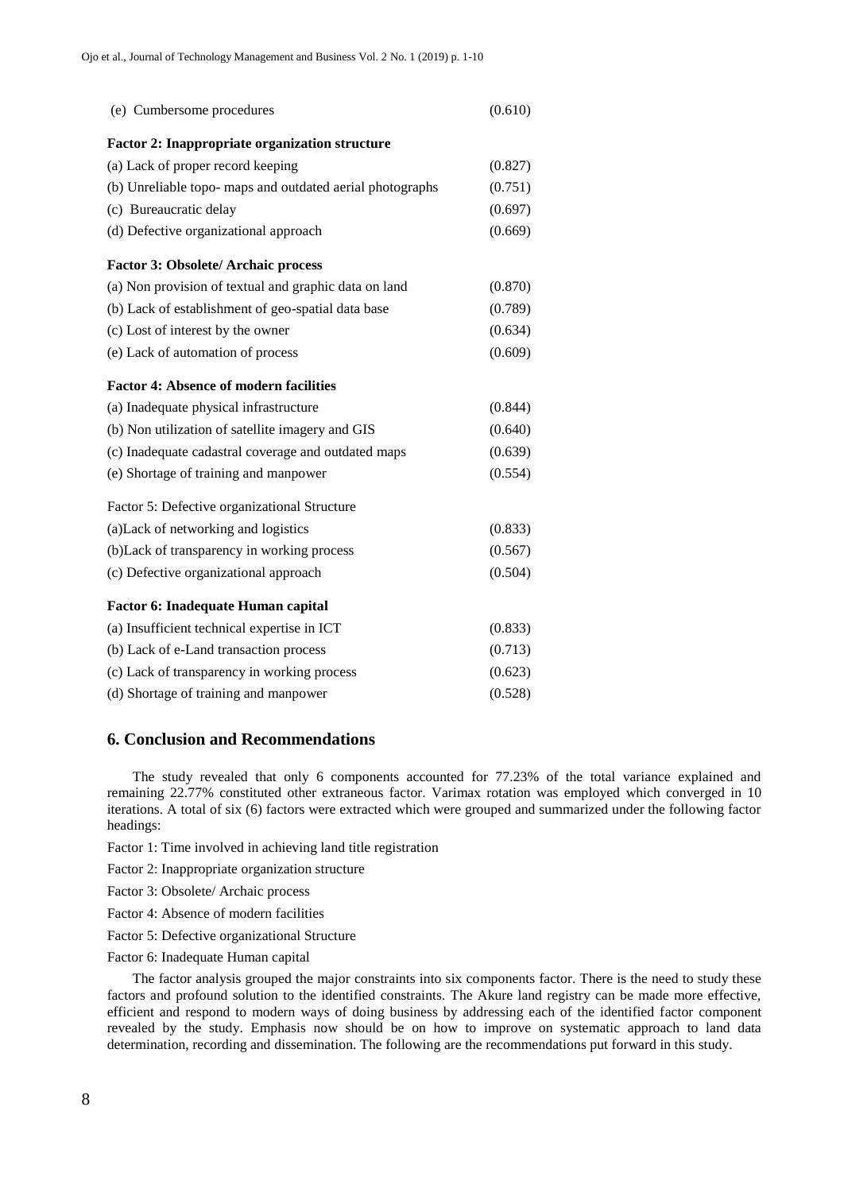| | |
|---|---|
| (e) Cumbersome procedures | (0.610) |
| **Factor 2: Inappropriate organization structure** | |
| (a) Lack of proper record keeping | (0.827) |
| (b) Unreliable topo- maps and outdated aerial photographs | (0.751) |
| (c) Bureaucratic delay | (0.697) |
| (d) Defective organizational approach | (0.669) |
| **Factor 3: Obsolete/ Archaic process** | |
| (a) Non provision of textual and graphic data on land | (0.870) |
| (b) Lack of establishment of geo-spatial data base | (0.789) |
| (c) Lost of interest by the owner | (0.634) |
| (e) Lack of automation of process | (0.609) |
| **Factor 4: Absence of modern facilities** | |
| (a) Inadequate physical infrastructure | (0.844) |
| (b) Non utilization of satellite imagery and GIS | (0.640) |
| (c) Inadequate cadastral coverage and outdated maps | (0.639) |
| (e) Shortage of training and manpower | (0.554) |
| Factor 5: Defective organizational Structure | |
| (a)Lack of networking and logistics | (0.833) |
| (b)Lack of transparency in working process | (0.567) |
| (c) Defective organizational approach | (0.504) |
| **Factor 6: Inadequate Human capital** | |
| (a) Insufficient technical expertise in ICT | (0.833) |
| (b) Lack of e-Land transaction process | (0.713) |
| (c) Lack of transparency in working process | (0.623) |
| (d) Shortage of training and manpower | (0.528) |

## 6. Conclusion and Recommendations

The study revealed that only 6 components accounted for 77.23% of the total variance explained and remaining 22.77% constituted other extraneous factor. Varimax rotation was employed which converged in 10 iterations. A total of six (6) factors were extracted which were grouped and summarized under the following factor headings:

Factor 1: Time involved in achieving land title registration

Factor 2: Inappropriate organization structure

Factor 3: Obsolete/ Archaic process

Factor 4: Absence of modern facilities

Factor 5: Defective organizational Structure

Factor 6: Inadequate Human capital

The factor analysis grouped the major constraints into six components factor. There is the need to study these factors and profound solution to the identified constraints. The Akure land registry can be made more effective, efficient and respond to modern ways of doing business by addressing each of the identified factor component revealed by the study. Emphasis now should be on how to improve on systematic approach to land data determination, recording and dissemination. The following are the recommendations put forward in this study.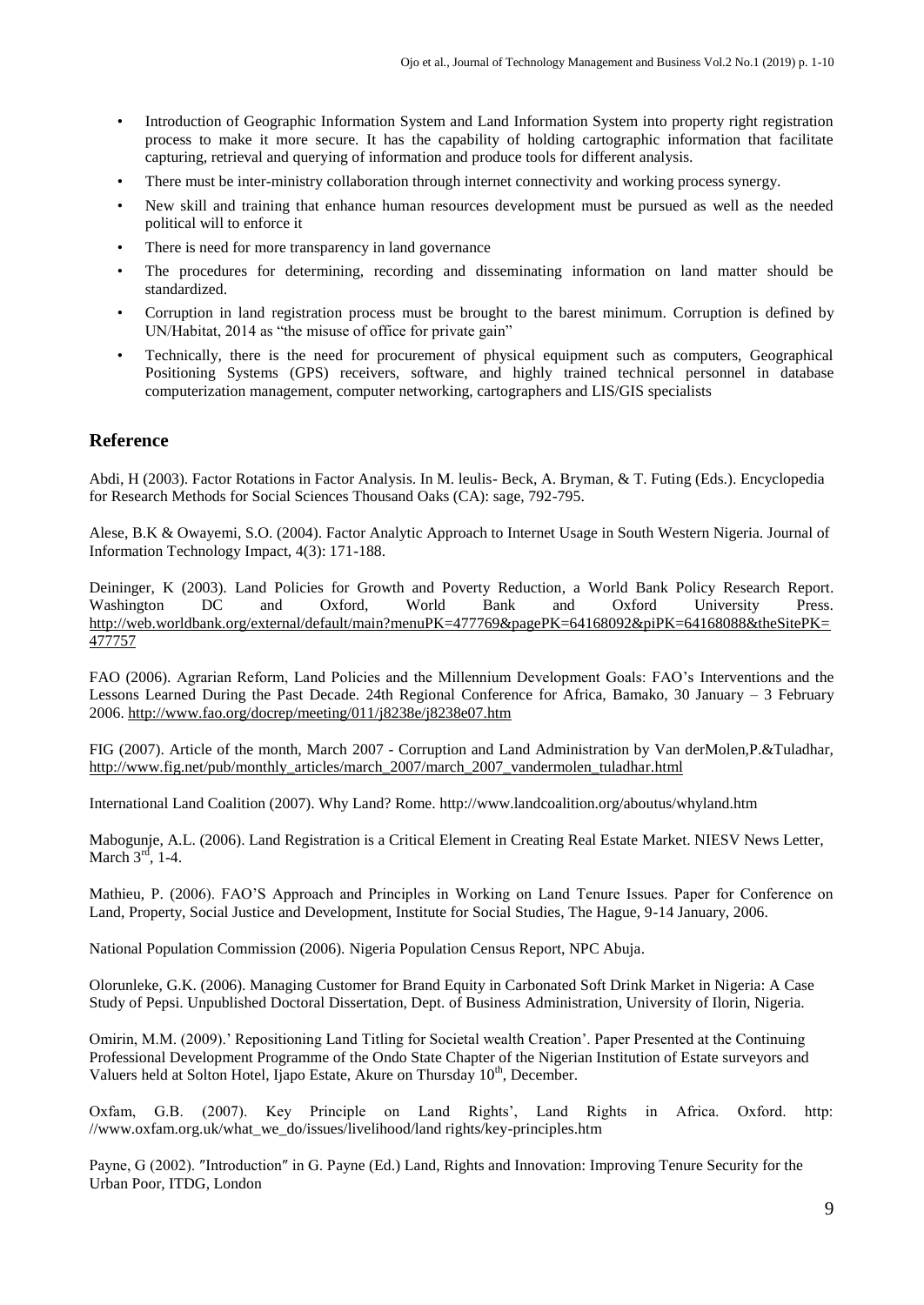- Introduction of Geographic Information System and Land Information System into property right registration process to make it more secure. It has the capability of holding cartographic information that facilitate capturing, retrieval and querying of information and produce tools for different analysis.
- There must be inter-ministry collaboration through internet connectivity and working process synergy.
- New skill and training that enhance human resources development must be pursued as well as the needed political will to enforce it
- There is need for more transparency in land governance
- The procedures for determining, recording and disseminating information on land matter should be standardized.
- Corruption in land registration process must be brought to the barest minimum. Corruption is defined by UN/Habitat, 2014 as "the misuse of office for private gain"
- Technically, there is the need for procurement of physical equipment such as computers, Geographical Positioning Systems (GPS) receivers, software, and highly trained technical personnel in database computerization management, computer networking, cartographers and LIS/GIS specialists

## Reference

Abdi, H (2003). Factor Rotations in Factor Analysis. In M. leulis- Beck, A. Bryman, & T. Futing (Eds.). Encyclopedia for Research Methods for Social Sciences Thousand Oaks (CA): sage, 792-795.

Alese, B.K & Owayemi, S.O. (2004). Factor Analytic Approach to Internet Usage in South Western Nigeria. Journal of Information Technology Impact, 4(3): 171-188.

Deininger, K (2003). Land Policies for Growth and Poverty Reduction, a World Bank Policy Research Report. Washington DC and Oxford, World Bank and Oxford University Press. http://web.worldbank.org/external/default/main?menuPK=477769&pagePK=64168092&piPK=64168088&theSitePK=477757

FAO (2006). Agrarian Reform, Land Policies and the Millennium Development Goals: FAO's Interventions and the Lessons Learned During the Past Decade. 24th Regional Conference for Africa, Bamako, 30 January – 3 February 2006. http://www.fao.org/docrep/meeting/011/j8238e/j8238e07.htm

FIG (2007). Article of the month, March 2007 - Corruption and Land Administration by Van derMolen,P.&Tuladhar, http://www.fig.net/pub/monthly_articles/march_2007/march_2007_vandermolen_tuladhar.html

International Land Coalition (2007). Why Land? Rome. http://www.landcoalition.org/aboutus/whyland.htm

Mabogunje, A.L. (2006). Land Registration is a Critical Element in Creating Real Estate Market. NIESV News Letter, March 3rd, 1-4.

Mathieu, P. (2006). FAO'S Approach and Principles in Working on Land Tenure Issues. Paper for Conference on Land, Property, Social Justice and Development, Institute for Social Studies, The Hague, 9-14 January, 2006.

National Population Commission (2006). Nigeria Population Census Report, NPC Abuja.

Olorunleke, G.K. (2006). Managing Customer for Brand Equity in Carbonated Soft Drink Market in Nigeria: A Case Study of Pepsi. Unpublished Doctoral Dissertation, Dept. of Business Administration, University of Ilorin, Nigeria.

Omirin, M.M. (2009).' Repositioning Land Titling for Societal wealth Creation'. Paper Presented at the Continuing Professional Development Programme of the Ondo State Chapter of the Nigerian Institution of Estate surveyors and Valuers held at Solton Hotel, Ijapo Estate, Akure on Thursday 10th, December.

Oxfam, G.B. (2007). Key Principle on Land Rights', Land Rights in Africa. Oxford. http: //www.oxfam.org.uk/what_we_do/issues/livelihood/land rights/key-principles.htm

Payne, G (2002). ″Introduction″ in G. Payne (Ed.) Land, Rights and Innovation: Improving Tenure Security for the Urban Poor, ITDG, London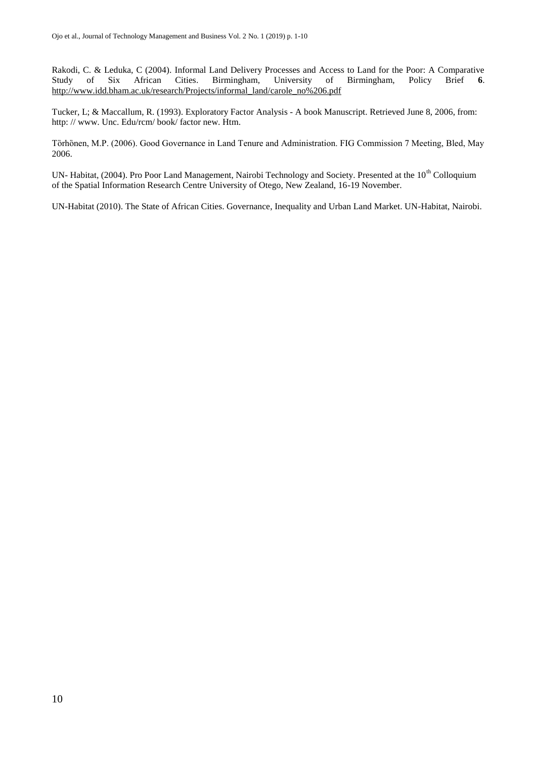Rakodi, C. & Leduka, C (2004). Informal Land Delivery Processes and Access to Land for the Poor: A Comparative Study of Six African Cities. Birmingham, University of Birmingham, Policy Brief **6**. http://www.idd.bham.ac.uk/research/Projects/informal_land/carole_no%206.pdf

Tucker, L; & Maccallum, R. (1993). Exploratory Factor Analysis - A book Manuscript. Retrieved June 8, 2006, from: http: // www. Unc. Edu/rcm/ book/ factor new. Htm.

Törhönen, M.P. (2006). Good Governance in Land Tenure and Administration. FIG Commission 7 Meeting, Bled, May 2006.

UN- Habitat, (2004). Pro Poor Land Management, Nairobi Technology and Society. Presented at the 10th Colloquium of the Spatial Information Research Centre University of Otego, New Zealand, 16-19 November.

UN-Habitat (2010). The State of African Cities. Governance, Inequality and Urban Land Market. UN-Habitat, Nairobi.